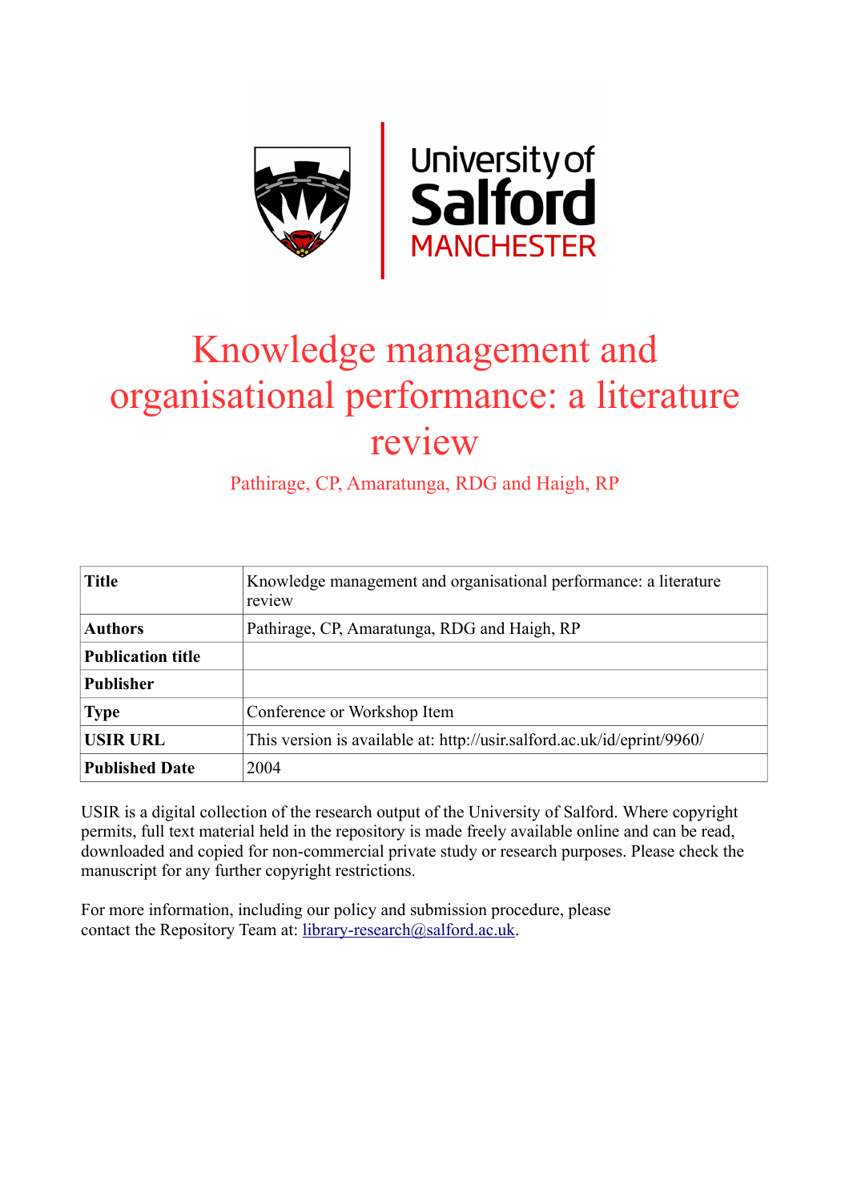# Knowledge management and organisational performance: a literature review

Pathirage, CP, Amaratunga, RDG and Haigh, RP

| | |
|---|---|
| **Title** | Knowledge management and organisational performance: a literature review |
| **Authors** | Pathirage, CP, Amaratunga, RDG and Haigh, RP |
| **Publication title** | |
| **Publisher** | |
| **Type** | Conference or Workshop Item |
| **USIR URL** | This version is available at: http://usir.salford.ac.uk/id/eprint/9960/ |
| **Published Date** | 2004 |

USIR is a digital collection of the research output of the University of Salford. Where copyright permits, full text material held in the repository is made freely available online and can be read, downloaded and copied for non-commercial private study or research purposes. Please check the manuscript for any further copyright restrictions.

For more information, including our policy and submission procedure, please contact the Repository Team at: library-research@salford.ac.uk.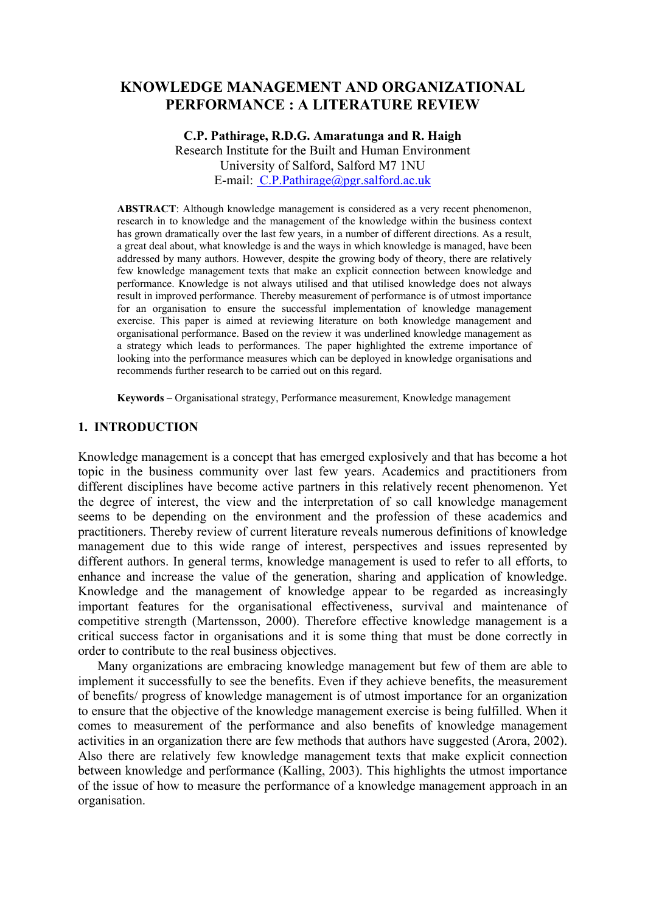# KNOWLEDGE MANAGEMENT AND ORGANIZATIONAL PERFORMANCE : A LITERATURE REVIEW

**C.P. Pathirage, R.D.G. Amaratunga and R. Haigh**
Research Institute for the Built and Human Environment
University of Salford, Salford M7 1NU
E-mail: C.P.Pathirage@pgr.salford.ac.uk

**ABSTRACT**: Although knowledge management is considered as a very recent phenomenon, research in to knowledge and the management of the knowledge within the business context has grown dramatically over the last few years, in a number of different directions. As a result, a great deal about, what knowledge is and the ways in which knowledge is managed, have been addressed by many authors. However, despite the growing body of theory, there are relatively few knowledge management texts that make an explicit connection between knowledge and performance. Knowledge is not always utilised and that utilised knowledge does not always result in improved performance. Thereby measurement of performance is of utmost importance for an organisation to ensure the successful implementation of knowledge management exercise. This paper is aimed at reviewing literature on both knowledge management and organisational performance. Based on the review it was underlined knowledge management as a strategy which leads to performances. The paper highlighted the extreme importance of looking into the performance measures which can be deployed in knowledge organisations and recommends further research to be carried out on this regard.

**Keywords** – Organisational strategy, Performance measurement, Knowledge management

## 1. INTRODUCTION

Knowledge management is a concept that has emerged explosively and that has become a hot topic in the business community over last few years. Academics and practitioners from different disciplines have become active partners in this relatively recent phenomenon. Yet the degree of interest, the view and the interpretation of so call knowledge management seems to be depending on the environment and the profession of these academics and practitioners. Thereby review of current literature reveals numerous definitions of knowledge management due to this wide range of interest, perspectives and issues represented by different authors. In general terms, knowledge management is used to refer to all efforts, to enhance and increase the value of the generation, sharing and application of knowledge. Knowledge and the management of knowledge appear to be regarded as increasingly important features for the organisational effectiveness, survival and maintenance of competitive strength (Martensson, 2000). Therefore effective knowledge management is a critical success factor in organisations and it is some thing that must be done correctly in order to contribute to the real business objectives.

Many organizations are embracing knowledge management but few of them are able to implement it successfully to see the benefits. Even if they achieve benefits, the measurement of benefits/ progress of knowledge management is of utmost importance for an organization to ensure that the objective of the knowledge management exercise is being fulfilled. When it comes to measurement of the performance and also benefits of knowledge management activities in an organization there are few methods that authors have suggested (Arora, 2002). Also there are relatively few knowledge management texts that make explicit connection between knowledge and performance (Kalling, 2003). This highlights the utmost importance of the issue of how to measure the performance of a knowledge management approach in an organisation.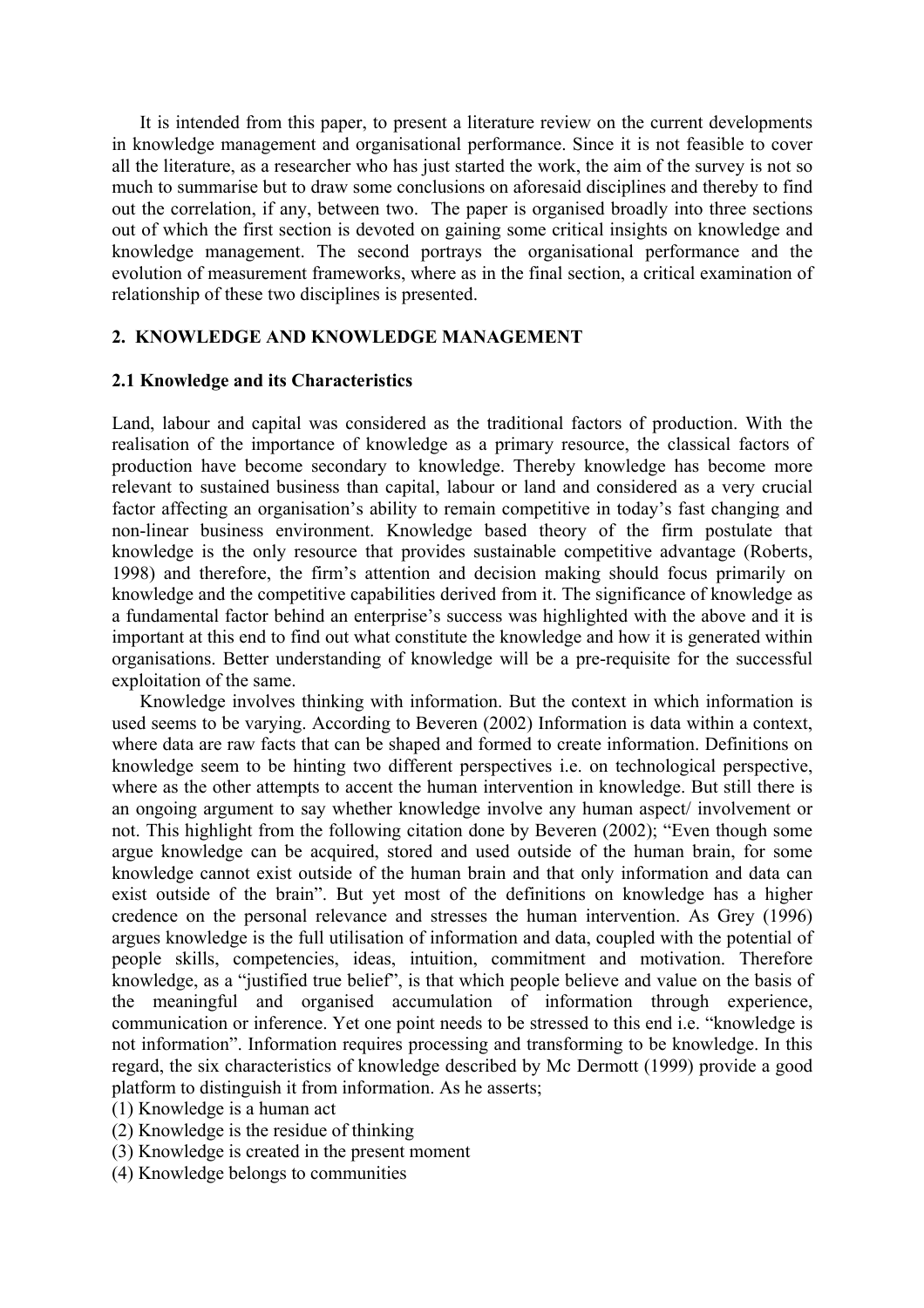It is intended from this paper, to present a literature review on the current developments in knowledge management and organisational performance. Since it is not feasible to cover all the literature, as a researcher who has just started the work, the aim of the survey is not so much to summarise but to draw some conclusions on aforesaid disciplines and thereby to find out the correlation, if any, between two. The paper is organised broadly into three sections out of which the first section is devoted on gaining some critical insights on knowledge and knowledge management. The second portrays the organisational performance and the evolution of measurement frameworks, where as in the final section, a critical examination of relationship of these two disciplines is presented.

## 2. KNOWLEDGE AND KNOWLEDGE MANAGEMENT

### 2.1 Knowledge and its Characteristics

Land, labour and capital was considered as the traditional factors of production. With the realisation of the importance of knowledge as a primary resource, the classical factors of production have become secondary to knowledge. Thereby knowledge has become more relevant to sustained business than capital, labour or land and considered as a very crucial factor affecting an organisation's ability to remain competitive in today's fast changing and non-linear business environment. Knowledge based theory of the firm postulate that knowledge is the only resource that provides sustainable competitive advantage (Roberts, 1998) and therefore, the firm's attention and decision making should focus primarily on knowledge and the competitive capabilities derived from it. The significance of knowledge as a fundamental factor behind an enterprise's success was highlighted with the above and it is important at this end to find out what constitute the knowledge and how it is generated within organisations. Better understanding of knowledge will be a pre-requisite for the successful exploitation of the same.

Knowledge involves thinking with information. But the context in which information is used seems to be varying. According to Beveren (2002) Information is data within a context, where data are raw facts that can be shaped and formed to create information. Definitions on knowledge seem to be hinting two different perspectives i.e. on technological perspective, where as the other attempts to accent the human intervention in knowledge. But still there is an ongoing argument to say whether knowledge involve any human aspect/ involvement or not. This highlight from the following citation done by Beveren (2002); "Even though some argue knowledge can be acquired, stored and used outside of the human brain, for some knowledge cannot exist outside of the human brain and that only information and data can exist outside of the brain". But yet most of the definitions on knowledge has a higher credence on the personal relevance and stresses the human intervention. As Grey (1996) argues knowledge is the full utilisation of information and data, coupled with the potential of people skills, competencies, ideas, intuition, commitment and motivation. Therefore knowledge, as a "justified true belief", is that which people believe and value on the basis of the meaningful and organised accumulation of information through experience, communication or inference. Yet one point needs to be stressed to this end i.e. "knowledge is not information". Information requires processing and transforming to be knowledge. In this regard, the six characteristics of knowledge described by Mc Dermott (1999) provide a good platform to distinguish it from information. As he asserts;

(1) Knowledge is a human act
(2) Knowledge is the residue of thinking
(3) Knowledge is created in the present moment
(4) Knowledge belongs to communities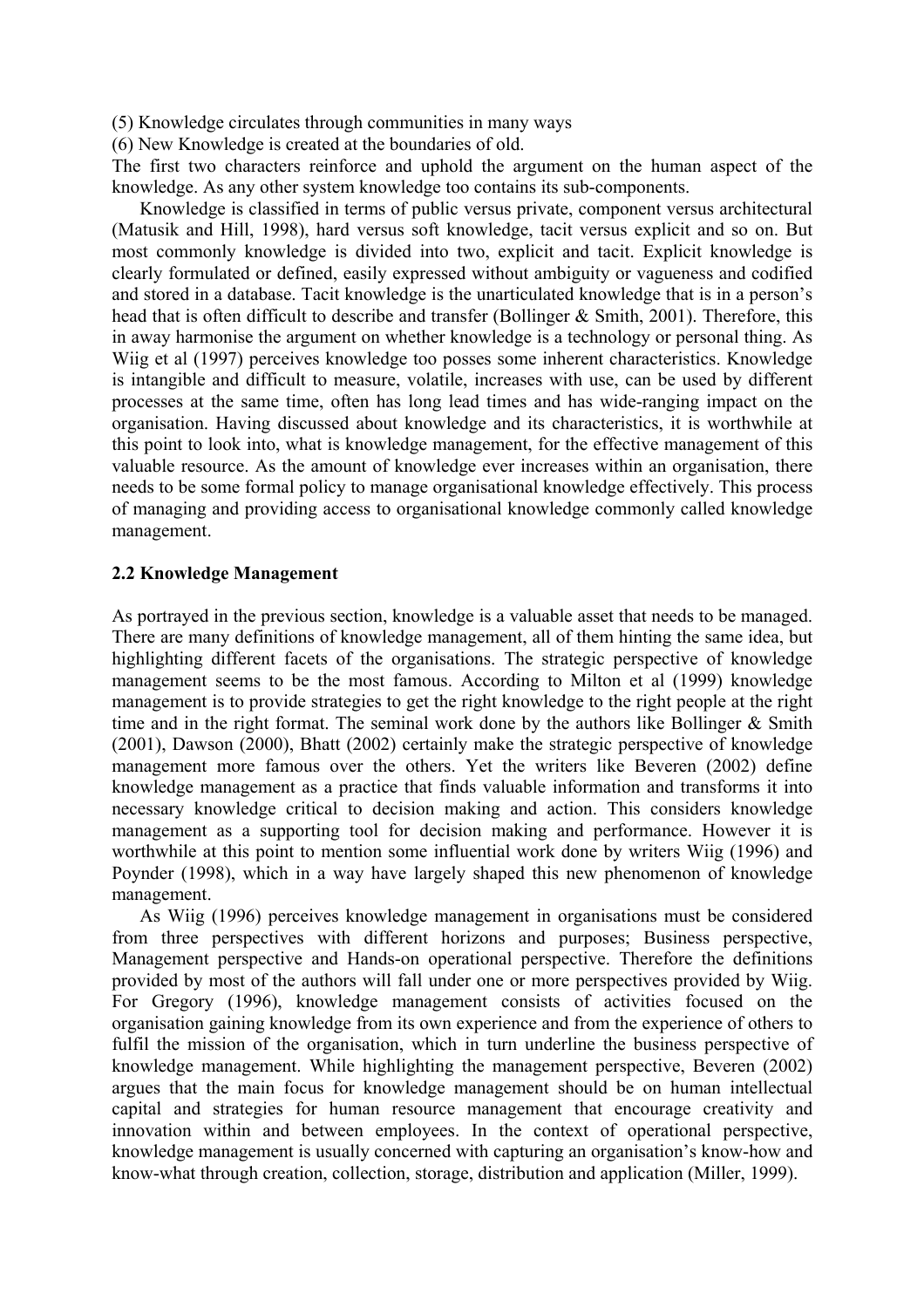(5) Knowledge circulates through communities in many ways

(6) New Knowledge is created at the boundaries of old.

The first two characters reinforce and uphold the argument on the human aspect of the knowledge. As any other system knowledge too contains its sub-components.

Knowledge is classified in terms of public versus private, component versus architectural (Matusik and Hill, 1998), hard versus soft knowledge, tacit versus explicit and so on. But most commonly knowledge is divided into two, explicit and tacit. Explicit knowledge is clearly formulated or defined, easily expressed without ambiguity or vagueness and codified and stored in a database. Tacit knowledge is the unarticulated knowledge that is in a person's head that is often difficult to describe and transfer (Bollinger & Smith, 2001). Therefore, this in away harmonise the argument on whether knowledge is a technology or personal thing. As Wiig et al (1997) perceives knowledge too posses some inherent characteristics. Knowledge is intangible and difficult to measure, volatile, increases with use, can be used by different processes at the same time, often has long lead times and has wide-ranging impact on the organisation. Having discussed about knowledge and its characteristics, it is worthwhile at this point to look into, what is knowledge management, for the effective management of this valuable resource. As the amount of knowledge ever increases within an organisation, there needs to be some formal policy to manage organisational knowledge effectively. This process of managing and providing access to organisational knowledge commonly called knowledge management.

## 2.2 Knowledge Management

As portrayed in the previous section, knowledge is a valuable asset that needs to be managed. There are many definitions of knowledge management, all of them hinting the same idea, but highlighting different facets of the organisations. The strategic perspective of knowledge management seems to be the most famous. According to Milton et al (1999) knowledge management is to provide strategies to get the right knowledge to the right people at the right time and in the right format. The seminal work done by the authors like Bollinger & Smith (2001), Dawson (2000), Bhatt (2002) certainly make the strategic perspective of knowledge management more famous over the others. Yet the writers like Beveren (2002) define knowledge management as a practice that finds valuable information and transforms it into necessary knowledge critical to decision making and action. This considers knowledge management as a supporting tool for decision making and performance. However it is worthwhile at this point to mention some influential work done by writers Wiig (1996) and Poynder (1998), which in a way have largely shaped this new phenomenon of knowledge management.

As Wiig (1996) perceives knowledge management in organisations must be considered from three perspectives with different horizons and purposes; Business perspective, Management perspective and Hands-on operational perspective. Therefore the definitions provided by most of the authors will fall under one or more perspectives provided by Wiig. For Gregory (1996), knowledge management consists of activities focused on the organisation gaining knowledge from its own experience and from the experience of others to fulfil the mission of the organisation, which in turn underline the business perspective of knowledge management. While highlighting the management perspective, Beveren (2002) argues that the main focus for knowledge management should be on human intellectual capital and strategies for human resource management that encourage creativity and innovation within and between employees. In the context of operational perspective, knowledge management is usually concerned with capturing an organisation's know-how and know-what through creation, collection, storage, distribution and application (Miller, 1999).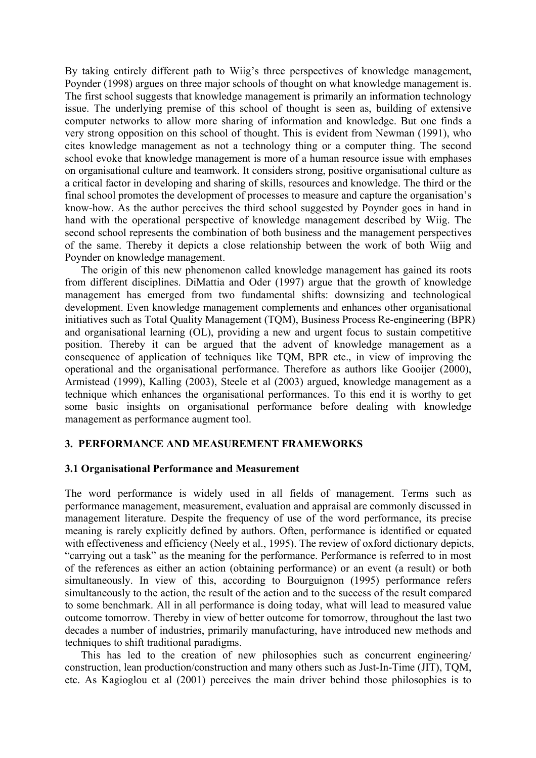By taking entirely different path to Wiig's three perspectives of knowledge management, Poynder (1998) argues on three major schools of thought on what knowledge management is. The first school suggests that knowledge management is primarily an information technology issue. The underlying premise of this school of thought is seen as, building of extensive computer networks to allow more sharing of information and knowledge. But one finds a very strong opposition on this school of thought. This is evident from Newman (1991), who cites knowledge management as not a technology thing or a computer thing. The second school evoke that knowledge management is more of a human resource issue with emphases on organisational culture and teamwork. It considers strong, positive organisational culture as a critical factor in developing and sharing of skills, resources and knowledge. The third or the final school promotes the development of processes to measure and capture the organisation's know-how. As the author perceives the third school suggested by Poynder goes in hand in hand with the operational perspective of knowledge management described by Wiig. The second school represents the combination of both business and the management perspectives of the same. Thereby it depicts a close relationship between the work of both Wiig and Poynder on knowledge management.

The origin of this new phenomenon called knowledge management has gained its roots from different disciplines. DiMattia and Oder (1997) argue that the growth of knowledge management has emerged from two fundamental shifts: downsizing and technological development. Even knowledge management complements and enhances other organisational initiatives such as Total Quality Management (TQM), Business Process Re-engineering (BPR) and organisational learning (OL), providing a new and urgent focus to sustain competitive position. Thereby it can be argued that the advent of knowledge management as a consequence of application of techniques like TQM, BPR etc., in view of improving the operational and the organisational performance. Therefore as authors like Gooijer (2000), Armistead (1999), Kalling (2003), Steele et al (2003) argued, knowledge management as a technique which enhances the organisational performances. To this end it is worthy to get some basic insights on organisational performance before dealing with knowledge management as performance augment tool.

## 3. PERFORMANCE AND MEASUREMENT FRAMEWORKS

### 3.1 Organisational Performance and Measurement

The word performance is widely used in all fields of management. Terms such as performance management, measurement, evaluation and appraisal are commonly discussed in management literature. Despite the frequency of use of the word performance, its precise meaning is rarely explicitly defined by authors. Often, performance is identified or equated with effectiveness and efficiency (Neely et al., 1995). The review of oxford dictionary depicts, "carrying out a task" as the meaning for the performance. Performance is referred to in most of the references as either an action (obtaining performance) or an event (a result) or both simultaneously. In view of this, according to Bourguignon (1995) performance refers simultaneously to the action, the result of the action and to the success of the result compared to some benchmark. All in all performance is doing today, what will lead to measured value outcome tomorrow. Thereby in view of better outcome for tomorrow, throughout the last two decades a number of industries, primarily manufacturing, have introduced new methods and techniques to shift traditional paradigms.

This has led to the creation of new philosophies such as concurrent engineering/ construction, lean production/construction and many others such as Just-In-Time (JIT), TQM, etc. As Kagioglou et al (2001) perceives the main driver behind those philosophies is to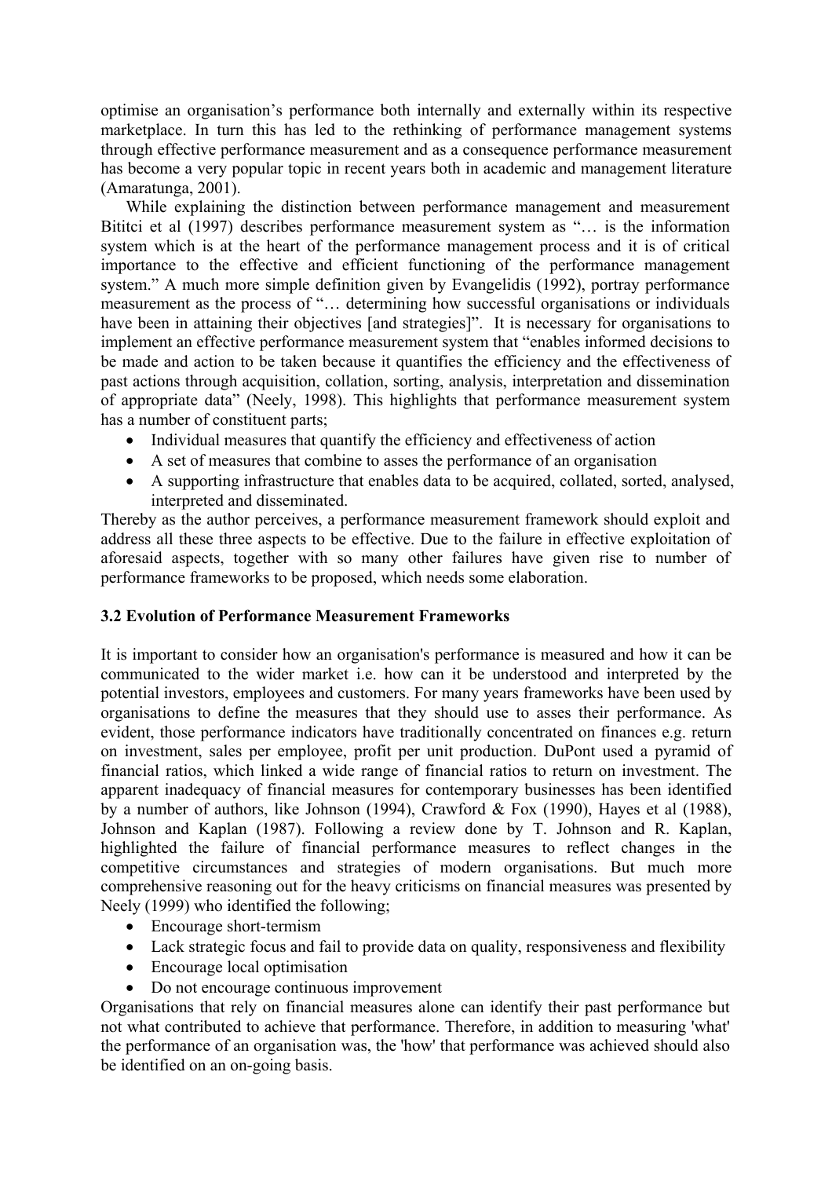optimise an organisation's performance both internally and externally within its respective marketplace. In turn this has led to the rethinking of performance management systems through effective performance measurement and as a consequence performance measurement has become a very popular topic in recent years both in academic and management literature (Amaratunga, 2001).

While explaining the distinction between performance management and measurement Bititci et al (1997) describes performance measurement system as "… is the information system which is at the heart of the performance management process and it is of critical importance to the effective and efficient functioning of the performance management system." A much more simple definition given by Evangelidis (1992), portray performance measurement as the process of "… determining how successful organisations or individuals have been in attaining their objectives [and strategies]". It is necessary for organisations to implement an effective performance measurement system that "enables informed decisions to be made and action to be taken because it quantifies the efficiency and the effectiveness of past actions through acquisition, collation, sorting, analysis, interpretation and dissemination of appropriate data" (Neely, 1998). This highlights that performance measurement system has a number of constituent parts;

- Individual measures that quantify the efficiency and effectiveness of action
- A set of measures that combine to asses the performance of an organisation
- A supporting infrastructure that enables data to be acquired, collated, sorted, analysed, interpreted and disseminated.

Thereby as the author perceives, a performance measurement framework should exploit and address all these three aspects to be effective. Due to the failure in effective exploitation of aforesaid aspects, together with so many other failures have given rise to number of performance frameworks to be proposed, which needs some elaboration.

### 3.2 Evolution of Performance Measurement Frameworks

It is important to consider how an organisation's performance is measured and how it can be communicated to the wider market i.e. how can it be understood and interpreted by the potential investors, employees and customers. For many years frameworks have been used by organisations to define the measures that they should use to asses their performance. As evident, those performance indicators have traditionally concentrated on finances e.g. return on investment, sales per employee, profit per unit production. DuPont used a pyramid of financial ratios, which linked a wide range of financial ratios to return on investment. The apparent inadequacy of financial measures for contemporary businesses has been identified by a number of authors, like Johnson (1994), Crawford & Fox (1990), Hayes et al (1988), Johnson and Kaplan (1987). Following a review done by T. Johnson and R. Kaplan, highlighted the failure of financial performance measures to reflect changes in the competitive circumstances and strategies of modern organisations. But much more comprehensive reasoning out for the heavy criticisms on financial measures was presented by Neely (1999) who identified the following;

- Encourage short-termism
- Lack strategic focus and fail to provide data on quality, responsiveness and flexibility
- Encourage local optimisation
- Do not encourage continuous improvement

Organisations that rely on financial measures alone can identify their past performance but not what contributed to achieve that performance. Therefore, in addition to measuring 'what' the performance of an organisation was, the 'how' that performance was achieved should also be identified on an on-going basis.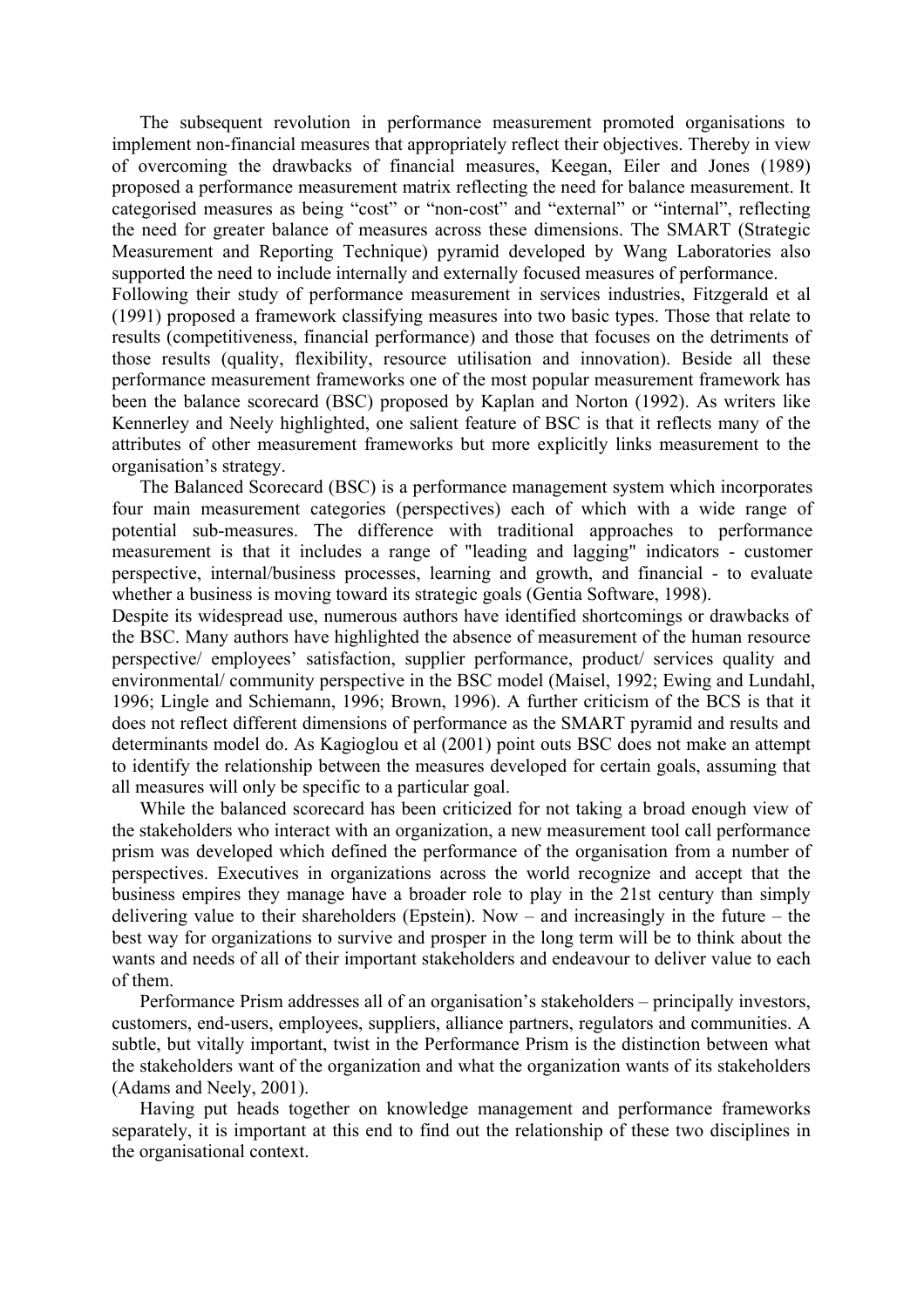The subsequent revolution in performance measurement promoted organisations to implement non-financial measures that appropriately reflect their objectives. Thereby in view of overcoming the drawbacks of financial measures, Keegan, Eiler and Jones (1989) proposed a performance measurement matrix reflecting the need for balance measurement. It categorised measures as being "cost" or "non-cost" and "external" or "internal", reflecting the need for greater balance of measures across these dimensions. The SMART (Strategic Measurement and Reporting Technique) pyramid developed by Wang Laboratories also supported the need to include internally and externally focused measures of performance.
Following their study of performance measurement in services industries, Fitzgerald et al (1991) proposed a framework classifying measures into two basic types. Those that relate to results (competitiveness, financial performance) and those that focuses on the detriments of those results (quality, flexibility, resource utilisation and innovation). Beside all these performance measurement frameworks one of the most popular measurement framework has been the balance scorecard (BSC) proposed by Kaplan and Norton (1992). As writers like Kennerley and Neely highlighted, one salient feature of BSC is that it reflects many of the attributes of other measurement frameworks but more explicitly links measurement to the organisation's strategy.

The Balanced Scorecard (BSC) is a performance management system which incorporates four main measurement categories (perspectives) each of which with a wide range of potential sub-measures. The difference with traditional approaches to performance measurement is that it includes a range of "leading and lagging" indicators - customer perspective, internal/business processes, learning and growth, and financial - to evaluate whether a business is moving toward its strategic goals (Gentia Software, 1998).
Despite its widespread use, numerous authors have identified shortcomings or drawbacks of the BSC. Many authors have highlighted the absence of measurement of the human resource perspective/ employees' satisfaction, supplier performance, product/ services quality and environmental/ community perspective in the BSC model (Maisel, 1992; Ewing and Lundahl, 1996; Lingle and Schiemann, 1996; Brown, 1996). A further criticism of the BCS is that it does not reflect different dimensions of performance as the SMART pyramid and results and determinants model do. As Kagioglou et al (2001) point outs BSC does not make an attempt to identify the relationship between the measures developed for certain goals, assuming that all measures will only be specific to a particular goal.

While the balanced scorecard has been criticized for not taking a broad enough view of the stakeholders who interact with an organization, a new measurement tool call performance prism was developed which defined the performance of the organisation from a number of perspectives. Executives in organizations across the world recognize and accept that the business empires they manage have a broader role to play in the 21st century than simply delivering value to their shareholders (Epstein). Now – and increasingly in the future – the best way for organizations to survive and prosper in the long term will be to think about the wants and needs of all of their important stakeholders and endeavour to deliver value to each of them.

Performance Prism addresses all of an organisation's stakeholders – principally investors, customers, end-users, employees, suppliers, alliance partners, regulators and communities. A subtle, but vitally important, twist in the Performance Prism is the distinction between what the stakeholders want of the organization and what the organization wants of its stakeholders (Adams and Neely, 2001).

Having put heads together on knowledge management and performance frameworks separately, it is important at this end to find out the relationship of these two disciplines in the organisational context.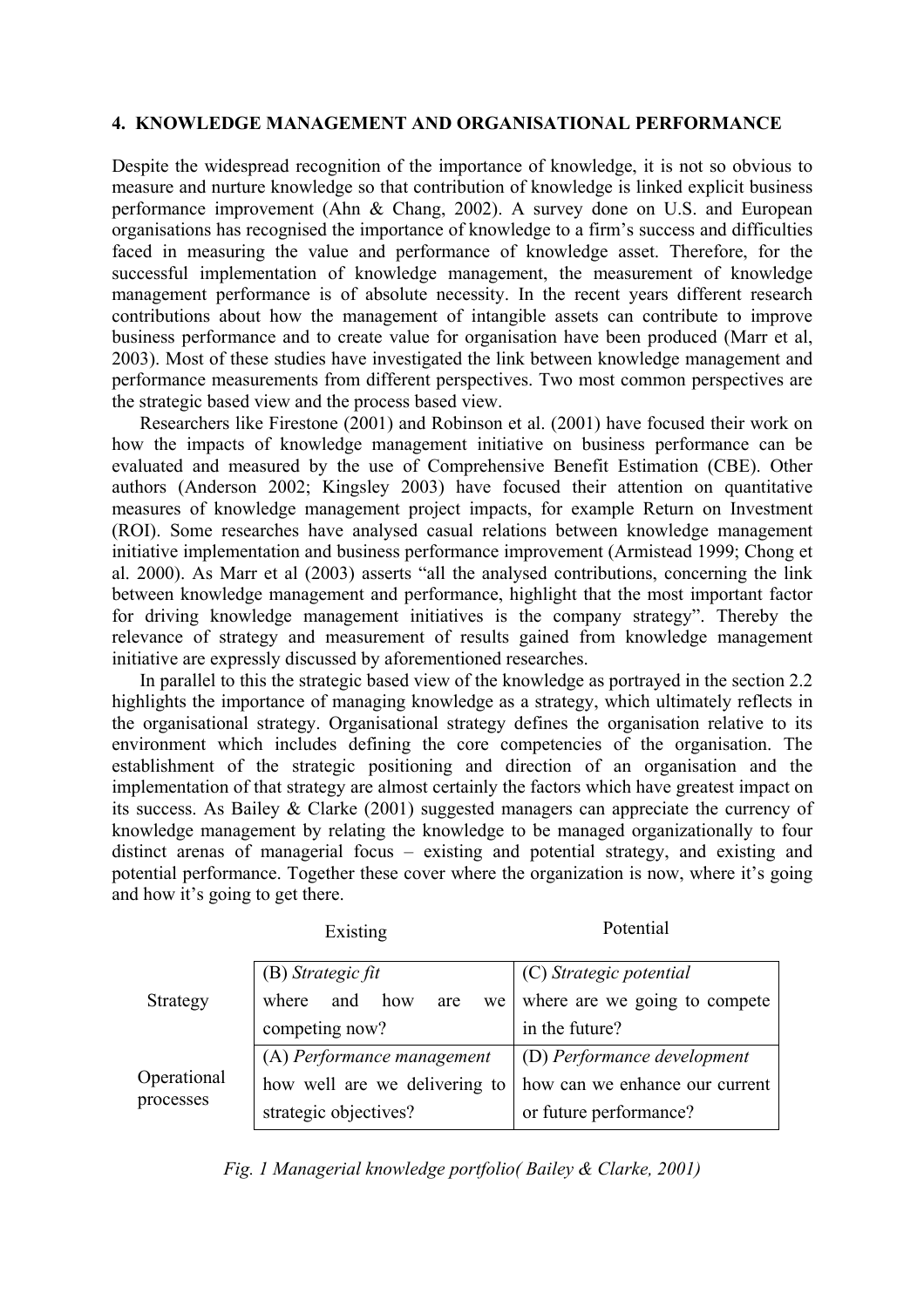## 4. KNOWLEDGE MANAGEMENT AND ORGANISATIONAL PERFORMANCE

Despite the widespread recognition of the importance of knowledge, it is not so obvious to measure and nurture knowledge so that contribution of knowledge is linked explicit business performance improvement (Ahn & Chang, 2002). A survey done on U.S. and European organisations has recognised the importance of knowledge to a firm's success and difficulties faced in measuring the value and performance of knowledge asset. Therefore, for the successful implementation of knowledge management, the measurement of knowledge management performance is of absolute necessity. In the recent years different research contributions about how the management of intangible assets can contribute to improve business performance and to create value for organisation have been produced (Marr et al, 2003). Most of these studies have investigated the link between knowledge management and performance measurements from different perspectives. Two most common perspectives are the strategic based view and the process based view.

Researchers like Firestone (2001) and Robinson et al. (2001) have focused their work on how the impacts of knowledge management initiative on business performance can be evaluated and measured by the use of Comprehensive Benefit Estimation (CBE). Other authors (Anderson 2002; Kingsley 2003) have focused their attention on quantitative measures of knowledge management project impacts, for example Return on Investment (ROI). Some researches have analysed casual relations between knowledge management initiative implementation and business performance improvement (Armistead 1999; Chong et al. 2000). As Marr et al (2003) asserts "all the analysed contributions, concerning the link between knowledge management and performance, highlight that the most important factor for driving knowledge management initiatives is the company strategy". Thereby the relevance of strategy and measurement of results gained from knowledge management initiative are expressly discussed by aforementioned researches.

In parallel to this the strategic based view of the knowledge as portrayed in the section 2.2 highlights the importance of managing knowledge as a strategy, which ultimately reflects in the organisational strategy. Organisational strategy defines the organisation relative to its environment which includes defining the core competencies of the organisation. The establishment of the strategic positioning and direction of an organisation and the implementation of that strategy are almost certainly the factors which have greatest impact on its success. As Bailey & Clarke (2001) suggested managers can appreciate the currency of knowledge management by relating the knowledge to be managed organizationally to four distinct arenas of managerial focus – existing and potential strategy, and existing and potential performance. Together these cover where the organization is now, where it's going and how it's going to get there.

| | Existing | Potential |
|---|---|---|
| Strategy | (B) *Strategic fit* where and how are we competing now? | (C) *Strategic potential* where are we going to compete in the future? |
| Operational processes | (A) *Performance management* how well are we delivering to strategic objectives? | (D) *Performance development* how can we enhance our current or future performance? |

*Fig. 1 Managerial knowledge portfolio( Bailey & Clarke, 2001)*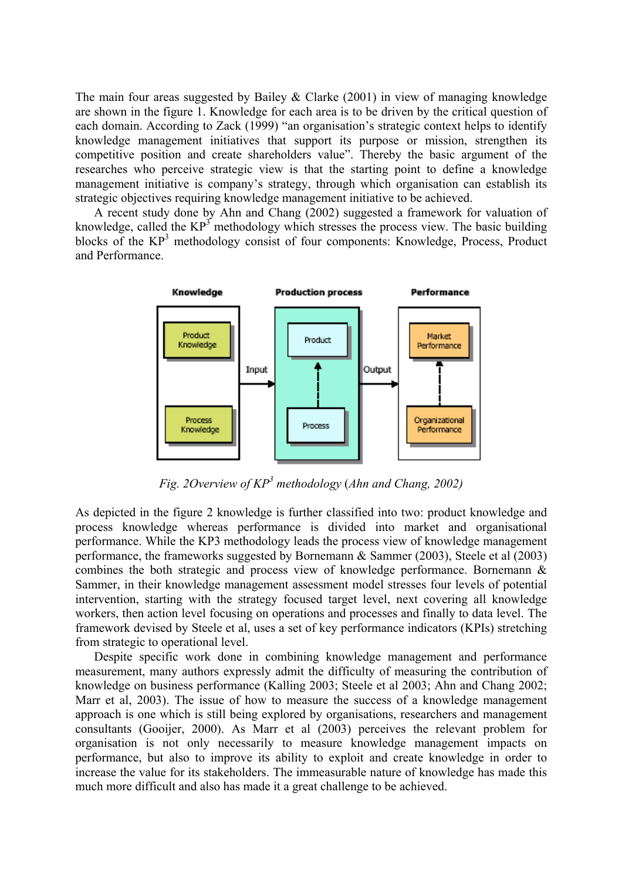The main four areas suggested by Bailey & Clarke (2001) in view of managing knowledge are shown in the figure 1. Knowledge for each area is to be driven by the critical question of each domain. According to Zack (1999) "an organisation's strategic context helps to identify knowledge management initiatives that support its purpose or mission, strengthen its competitive position and create shareholders value". Thereby the basic argument of the researches who perceive strategic view is that the starting point to define a knowledge management initiative is company's strategy, through which organisation can establish its strategic objectives requiring knowledge management initiative to be achieved.

A recent study done by Ahn and Chang (2002) suggested a framework for valuation of knowledge, called the $KP^3$ methodology which stresses the process view. The basic building blocks of the $KP^3$ methodology consist of four components: Knowledge, Process, Product and Performance.

*Fig. 2Overview of $KP^3$ methodology (Ahn and Chang, 2002)*

As depicted in the figure 2 knowledge is further classified into two: product knowledge and process knowledge whereas performance is divided into market and organisational performance. While the KP3 methodology leads the process view of knowledge management performance, the frameworks suggested by Bornemann & Sammer (2003), Steele et al (2003) combines the both strategic and process view of knowledge performance. Bornemann & Sammer, in their knowledge management assessment model stresses four levels of potential intervention, starting with the strategy focused target level, next covering all knowledge workers, then action level focusing on operations and processes and finally to data level. The framework devised by Steele et al, uses a set of key performance indicators (KPIs) stretching from strategic to operational level.

Despite specific work done in combining knowledge management and performance measurement, many authors expressly admit the difficulty of measuring the contribution of knowledge on business performance (Kalling 2003; Steele et al 2003; Ahn and Chang 2002; Marr et al, 2003). The issue of how to measure the success of a knowledge management approach is one which is still being explored by organisations, researchers and management consultants (Gooijer, 2000). As Marr et al (2003) perceives the relevant problem for organisation is not only necessarily to measure knowledge management impacts on performance, but also to improve its ability to exploit and create knowledge in order to increase the value for its stakeholders. The immeasurable nature of knowledge has made this much more difficult and also has made it a great challenge to be achieved.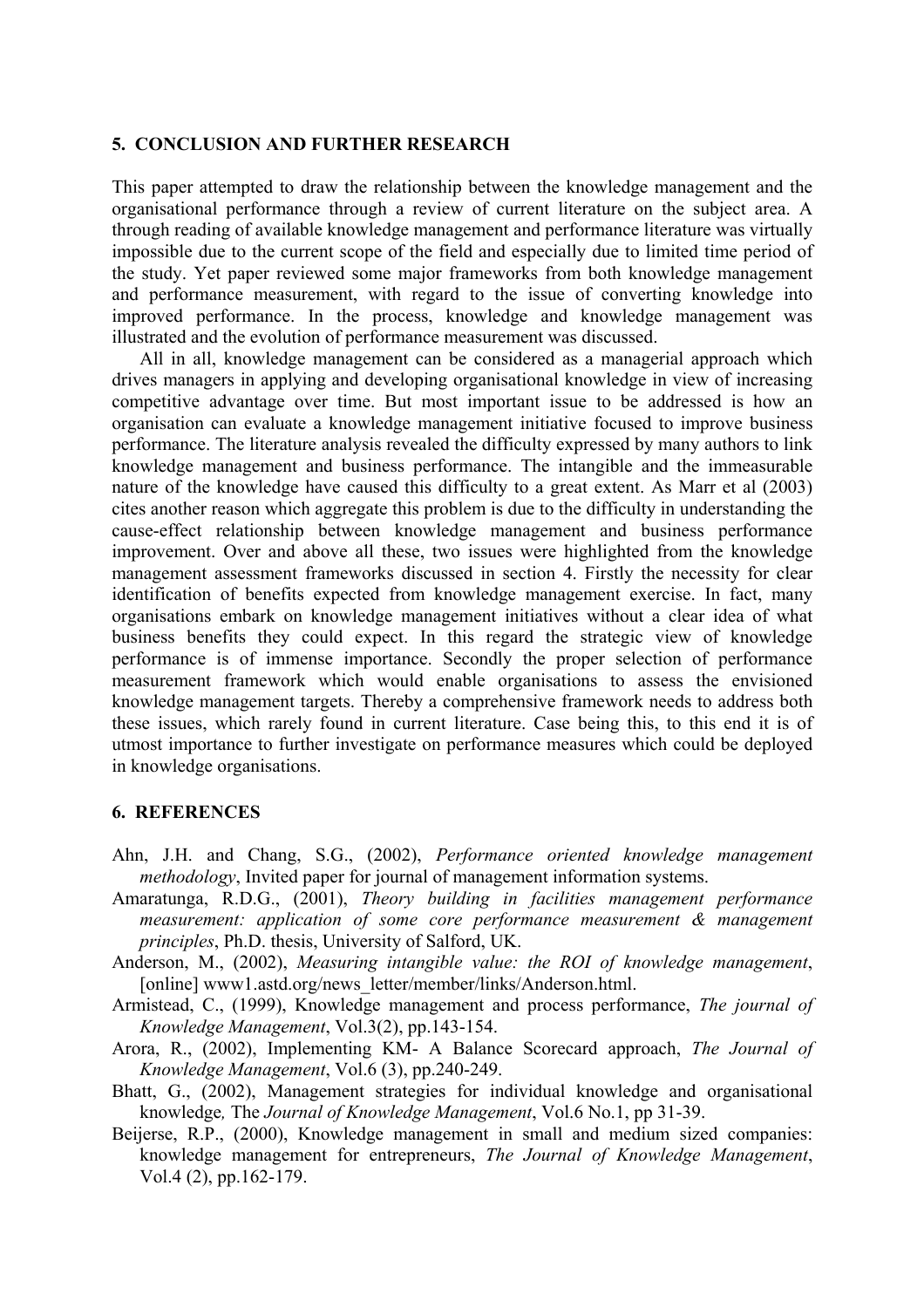## 5. CONCLUSION AND FURTHER RESEARCH

This paper attempted to draw the relationship between the knowledge management and the organisational performance through a review of current literature on the subject area. A through reading of available knowledge management and performance literature was virtually impossible due to the current scope of the field and especially due to limited time period of the study. Yet paper reviewed some major frameworks from both knowledge management and performance measurement, with regard to the issue of converting knowledge into improved performance. In the process, knowledge and knowledge management was illustrated and the evolution of performance measurement was discussed.

All in all, knowledge management can be considered as a managerial approach which drives managers in applying and developing organisational knowledge in view of increasing competitive advantage over time. But most important issue to be addressed is how an organisation can evaluate a knowledge management initiative focused to improve business performance. The literature analysis revealed the difficulty expressed by many authors to link knowledge management and business performance. The intangible and the immeasurable nature of the knowledge have caused this difficulty to a great extent. As Marr et al (2003) cites another reason which aggregate this problem is due to the difficulty in understanding the cause-effect relationship between knowledge management and business performance improvement. Over and above all these, two issues were highlighted from the knowledge management assessment frameworks discussed in section 4. Firstly the necessity for clear identification of benefits expected from knowledge management exercise. In fact, many organisations embark on knowledge management initiatives without a clear idea of what business benefits they could expect. In this regard the strategic view of knowledge performance is of immense importance. Secondly the proper selection of performance measurement framework which would enable organisations to assess the envisioned knowledge management targets. Thereby a comprehensive framework needs to address both these issues, which rarely found in current literature. Case being this, to this end it is of utmost importance to further investigate on performance measures which could be deployed in knowledge organisations.

## 6. REFERENCES

Ahn, J.H. and Chang, S.G., (2002), *Performance oriented knowledge management methodology*, Invited paper for journal of management information systems.

Amaratunga, R.D.G., (2001), *Theory building in facilities management performance measurement: application of some core performance measurement & management principles*, Ph.D. thesis, University of Salford, UK.

Anderson, M., (2002), *Measuring intangible value: the ROI of knowledge management*, [online] www1.astd.org/news_letter/member/links/Anderson.html.

Armistead, C., (1999), Knowledge management and process performance, *The journal of Knowledge Management*, Vol.3(2), pp.143-154.

Arora, R., (2002), Implementing KM- A Balance Scorecard approach, *The Journal of Knowledge Management*, Vol.6 (3), pp.240-249.

Bhatt, G., (2002), Management strategies for individual knowledge and organisational knowledge, The *Journal of Knowledge Management*, Vol.6 No.1, pp 31-39.

Beijerse, R.P., (2000), Knowledge management in small and medium sized companies: knowledge management for entrepreneurs, *The Journal of Knowledge Management*, Vol.4 (2), pp.162-179.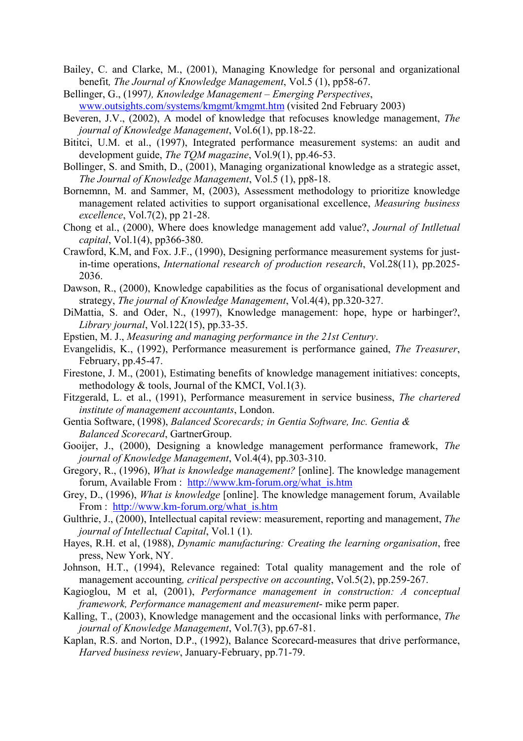Bailey, C. and Clarke, M., (2001), Managing Knowledge for personal and organizational benefit*, The Journal of Knowledge Management*, Vol.5 (1), pp58-67.

Bellinger, G., (1997*), Knowledge Management – Emerging Perspectives*, www.outsights.com/systems/kmgmt/kmgmt.htm (visited 2nd February 2003)

Beveren, J.V., (2002), A model of knowledge that refocuses knowledge management, *The journal of Knowledge Management*, Vol.6(1), pp.18-22.

Bititci, U.M. et al., (1997), Integrated performance measurement systems: an audit and development guide, *The TQM magazine*, Vol.9(1), pp.46-53.

Bollinger, S. and Smith, D., (2001), Managing organizational knowledge as a strategic asset, *The Journal of Knowledge Management*, Vol.5 (1), pp8-18.

Bornemnn, M. and Sammer, M, (2003), Assessment methodology to prioritize knowledge management related activities to support organisational excellence, *Measuring business excellence*, Vol.7(2), pp 21-28.

Chong et al., (2000), Where does knowledge management add value?, *Journal of Intlletual capital*, Vol.1(4), pp366-380.

Crawford, K.M, and Fox. J.F., (1990), Designing performance measurement systems for just-in-time operations, *International research of production research*, Vol.28(11), pp.2025-2036.

Dawson, R., (2000), Knowledge capabilities as the focus of organisational development and strategy, *The journal of Knowledge Management*, Vol.4(4), pp.320-327.

DiMattia, S. and Oder, N., (1997), Knowledge management: hope, hype or harbinger?, *Library journal*, Vol.122(15), pp.33-35.

Epstien, M. J., *Measuring and managing performance in the 21st Century*.

Evangelidis, K., (1992), Performance measurement is performance gained, *The Treasurer*, February, pp.45-47.

Firestone, J. M., (2001), Estimating benefits of knowledge management initiatives: concepts, methodology & tools, Journal of the KMCI, Vol.1(3).

Fitzgerald, L. et al., (1991), Performance measurement in service business, *The chartered institute of management accountants*, London.

Gentia Software, (1998), *Balanced Scorecards; in Gentia Software, Inc. Gentia & Balanced Scorecard*, GartnerGroup.

Gooijer, J., (2000), Designing a knowledge management performance framework, *The journal of Knowledge Management*, Vol.4(4), pp.303-310.

Gregory, R., (1996), *What is knowledge management?* [online]. The knowledge management forum, Available From : http://www.km-forum.org/what_is.htm

Grey, D., (1996), *What is knowledge* [online]. The knowledge management forum, Available From : http://www.km-forum.org/what_is.htm

Gulthrie, J., (2000), Intellectual capital review: measurement, reporting and management, *The journal of Intellectual Capital*, Vol.1 (1).

Hayes, R.H. et al, (1988), *Dynamic manufacturing: Creating the learning organisation*, free press, New York, NY.

Johnson, H.T., (1994), Relevance regained: Total quality management and the role of management accounting*, critical perspective on accounting*, Vol.5(2), pp.259-267.

Kagioglou, M et al, (2001), *Performance management in construction: A conceptual framework, Performance management and measurement*- mike perm paper.

Kalling, T., (2003), Knowledge management and the occasional links with performance, *The journal of Knowledge Management*, Vol.7(3), pp.67-81.

Kaplan, R.S. and Norton, D.P., (1992), Balance Scorecard-measures that drive performance, *Harved business review*, January-February, pp.71-79.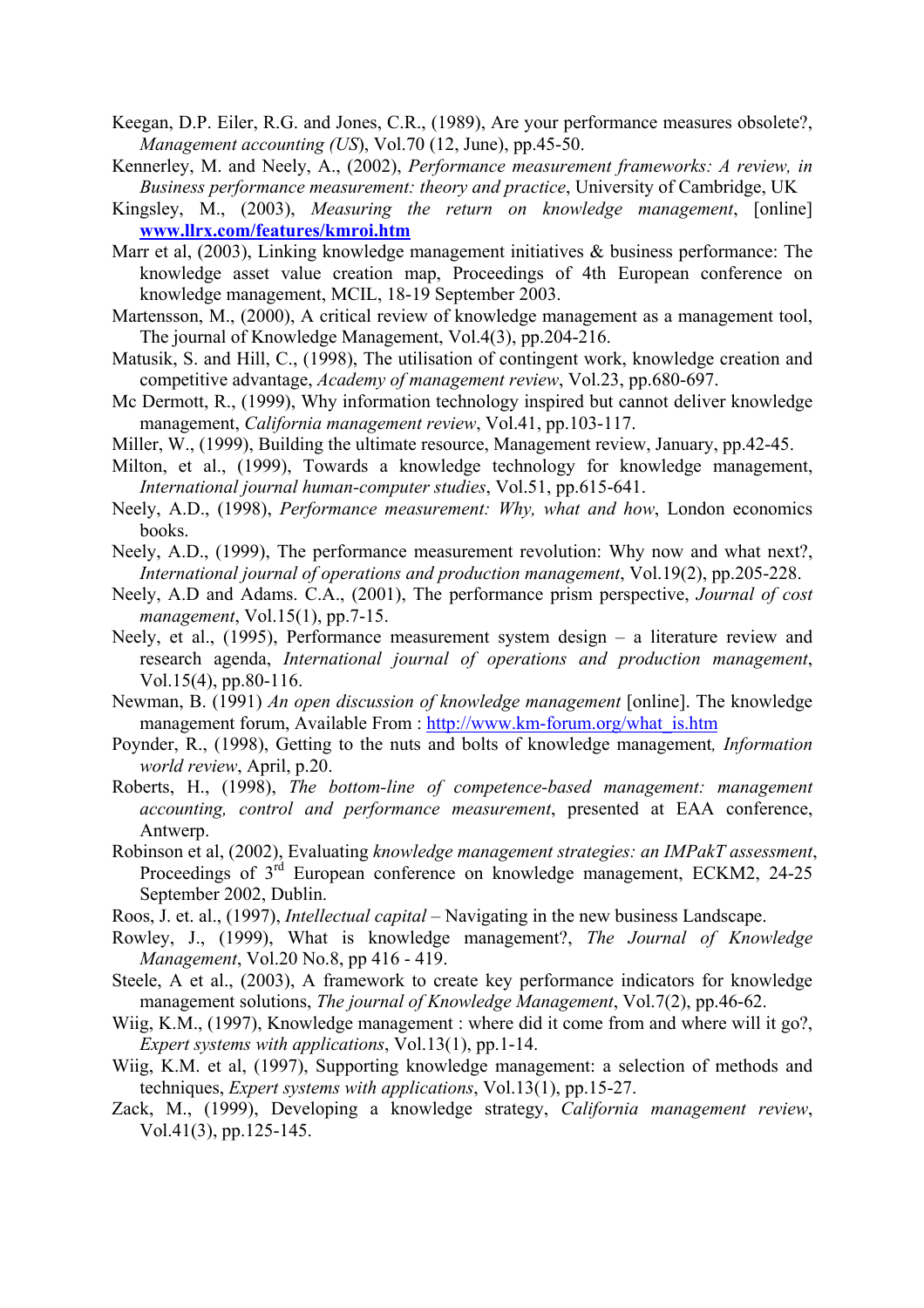Keegan, D.P. Eiler, R.G. and Jones, C.R., (1989), Are your performance measures obsolete?, *Management accounting (US)*, Vol.70 (12, June), pp.45-50.

Kennerley, M. and Neely, A., (2002), *Performance measurement frameworks: A review, in Business performance measurement: theory and practice*, University of Cambridge, UK

Kingsley, M., (2003), *Measuring the return on knowledge management*, [online] **www.llrx.com/features/kmroi.htm**

Marr et al, (2003), Linking knowledge management initiatives & business performance: The knowledge asset value creation map, Proceedings of 4th European conference on knowledge management, MCIL, 18-19 September 2003.

Martensson, M., (2000), A critical review of knowledge management as a management tool, The journal of Knowledge Management, Vol.4(3), pp.204-216.

Matusik, S. and Hill, C., (1998), The utilisation of contingent work, knowledge creation and competitive advantage, *Academy of management review*, Vol.23, pp.680-697.

Mc Dermott, R., (1999), Why information technology inspired but cannot deliver knowledge management, *California management review*, Vol.41, pp.103-117.

Miller, W., (1999), Building the ultimate resource, Management review, January, pp.42-45.

Milton, et al., (1999), Towards a knowledge technology for knowledge management, *International journal human-computer studies*, Vol.51, pp.615-641.

Neely, A.D., (1998), *Performance measurement: Why, what and how*, London economics books.

Neely, A.D., (1999), The performance measurement revolution: Why now and what next?, *International journal of operations and production management*, Vol.19(2), pp.205-228.

Neely, A.D and Adams. C.A., (2001), The performance prism perspective, *Journal of cost management*, Vol.15(1), pp.7-15.

Neely, et al., (1995), Performance measurement system design – a literature review and research agenda, *International journal of operations and production management*, Vol.15(4), pp.80-116.

Newman, B. (1991) *An open discussion of knowledge management* [online]. The knowledge management forum, Available From : http://www.km-forum.org/what_is.htm

Poynder, R., (1998), Getting to the nuts and bolts of knowledge management*, Information world review*, April, p.20.

Roberts, H., (1998), *The bottom-line of competence-based management: management accounting, control and performance measurement*, presented at EAA conference, Antwerp.

Robinson et al, (2002), Evaluating *knowledge management strategies: an IMPakT assessment*, Proceedings of 3rd European conference on knowledge management, ECKM2, 24-25 September 2002, Dublin.

Roos, J. et. al., (1997), *Intellectual capital* – Navigating in the new business Landscape.

Rowley, J., (1999), What is knowledge management?, *The Journal of Knowledge Management*, Vol.20 No.8, pp 416 - 419.

Steele, A et al., (2003), A framework to create key performance indicators for knowledge management solutions, *The journal of Knowledge Management*, Vol.7(2), pp.46-62.

Wiig, K.M., (1997), Knowledge management : where did it come from and where will it go?, *Expert systems with applications*, Vol.13(1), pp.1-14.

Wiig, K.M. et al, (1997), Supporting knowledge management: a selection of methods and techniques, *Expert systems with applications*, Vol.13(1), pp.15-27.

Zack, M., (1999), Developing a knowledge strategy, *California management review*, Vol.41(3), pp.125-145.